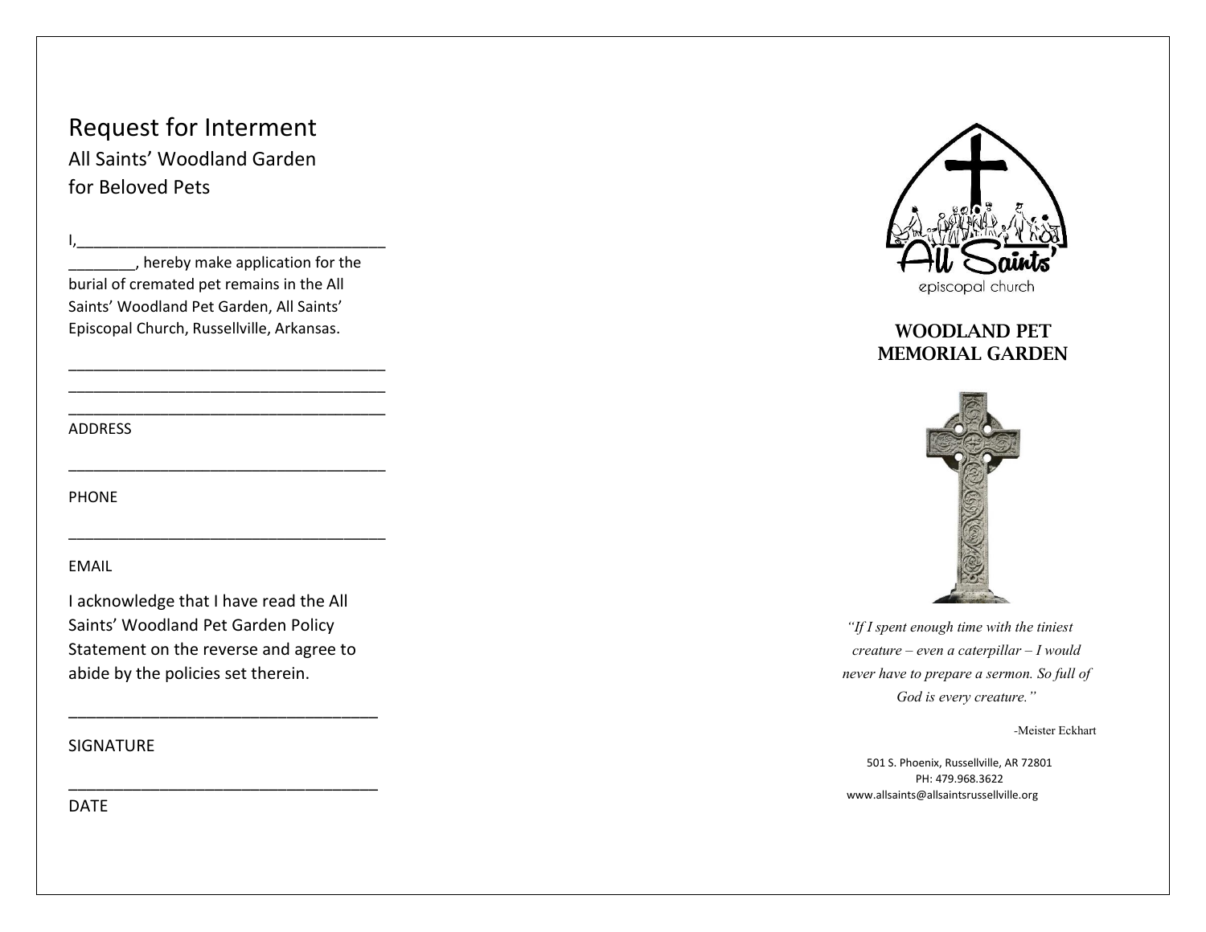# Request for Interment

## All Saints' Woodland Garden for Beloved Pets

I,_____________________________________ ________, hereby make application for the burial of cremated pet remains in the All Saints' Woodland Pet Garden, All Saints' Episcopal Church, Russellville, Arkansas.

______________________________________
______________________________________
______________________________________
ADDRESS

______________________________________
PHONE

______________________________________
EMAIL

I acknowledge that I have read the All Saints' Woodland Pet Garden Policy Statement on the reverse and agree to abide by the policies set therein.

____________________________________
SIGNATURE

____________________________________
DATE

All Saints' episcopal church

## WOODLAND PET MEMORIAL GARDEN

*"If I spent enough time with the tiniest creature – even a caterpillar – I would never have to prepare a sermon. So full of God is every creature."*

-Meister Eckhart

501 S. Phoenix, Russellville, AR 72801
PH: 479.968.3622
www.allsaints@allsaintsrussellville.org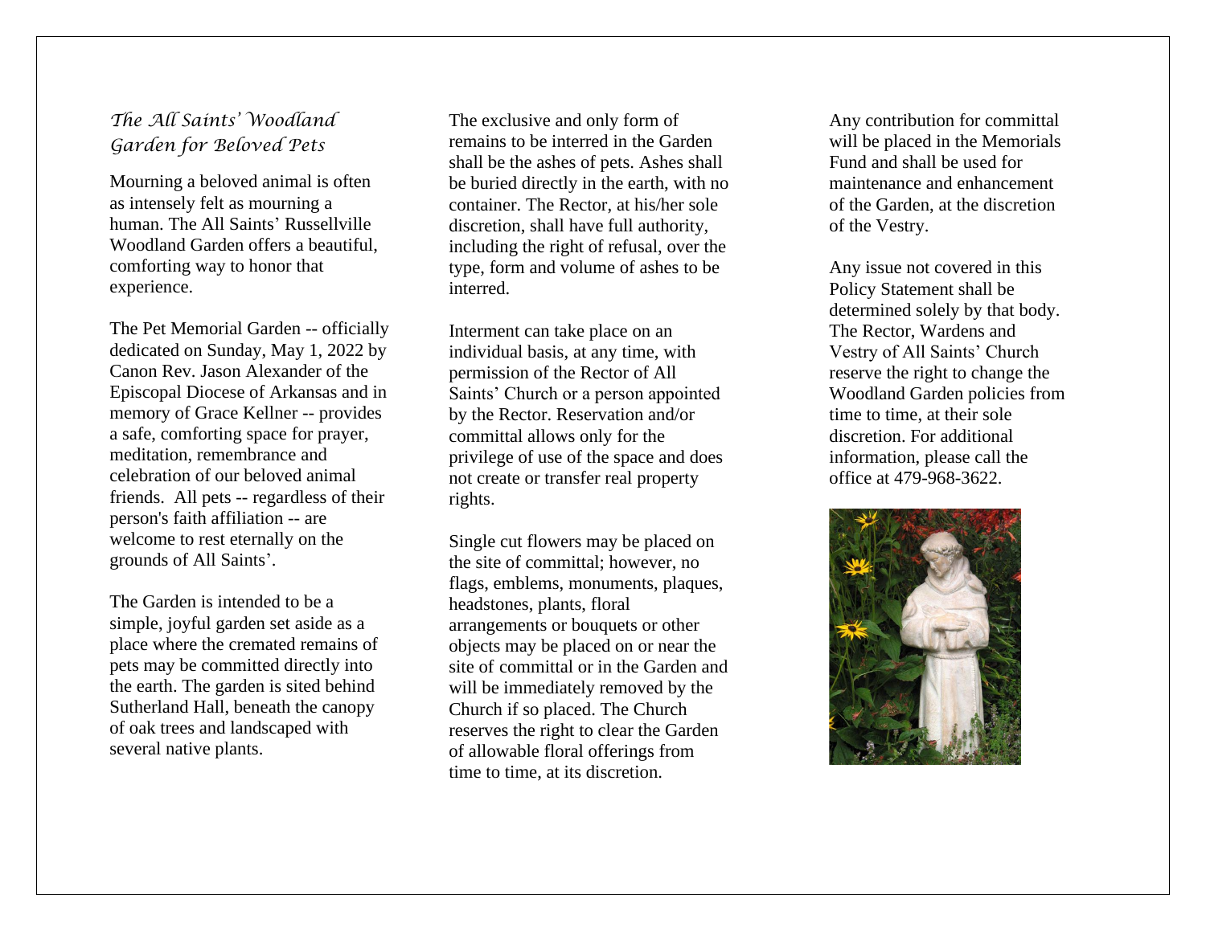## *The All Saints' Woodland Garden for Beloved Pets*

Mourning a beloved animal is often as intensely felt as mourning a human. The All Saints' Russellville Woodland Garden offers a beautiful, comforting way to honor that experience.

The Pet Memorial Garden -- officially dedicated on Sunday, May 1, 2022 by Canon Rev. Jason Alexander of the Episcopal Diocese of Arkansas and in memory of Grace Kellner -- provides a safe, comforting space for prayer, meditation, remembrance and celebration of our beloved animal friends. All pets -- regardless of their person's faith affiliation -- are welcome to rest eternally on the grounds of All Saints'.

The Garden is intended to be a simple, joyful garden set aside as a place where the cremated remains of pets may be committed directly into the earth. The garden is sited behind Sutherland Hall, beneath the canopy of oak trees and landscaped with several native plants.

The exclusive and only form of remains to be interred in the Garden shall be the ashes of pets. Ashes shall be buried directly in the earth, with no container. The Rector, at his/her sole discretion, shall have full authority, including the right of refusal, over the type, form and volume of ashes to be interred.

Interment can take place on an individual basis, at any time, with permission of the Rector of All Saints' Church or a person appointed by the Rector. Reservation and/or committal allows only for the privilege of use of the space and does not create or transfer real property rights.

Single cut flowers may be placed on the site of committal; however, no flags, emblems, monuments, plaques, headstones, plants, floral arrangements or bouquets or other objects may be placed on or near the site of committal or in the Garden and will be immediately removed by the Church if so placed. The Church reserves the right to clear the Garden of allowable floral offerings from time to time, at its discretion.

Any contribution for committal will be placed in the Memorials Fund and shall be used for maintenance and enhancement of the Garden, at the discretion of the Vestry.

Any issue not covered in this Policy Statement shall be determined solely by that body. The Rector, Wardens and Vestry of All Saints' Church reserve the right to change the Woodland Garden policies from time to time, at their sole discretion. For additional information, please call the office at 479-968-3622.